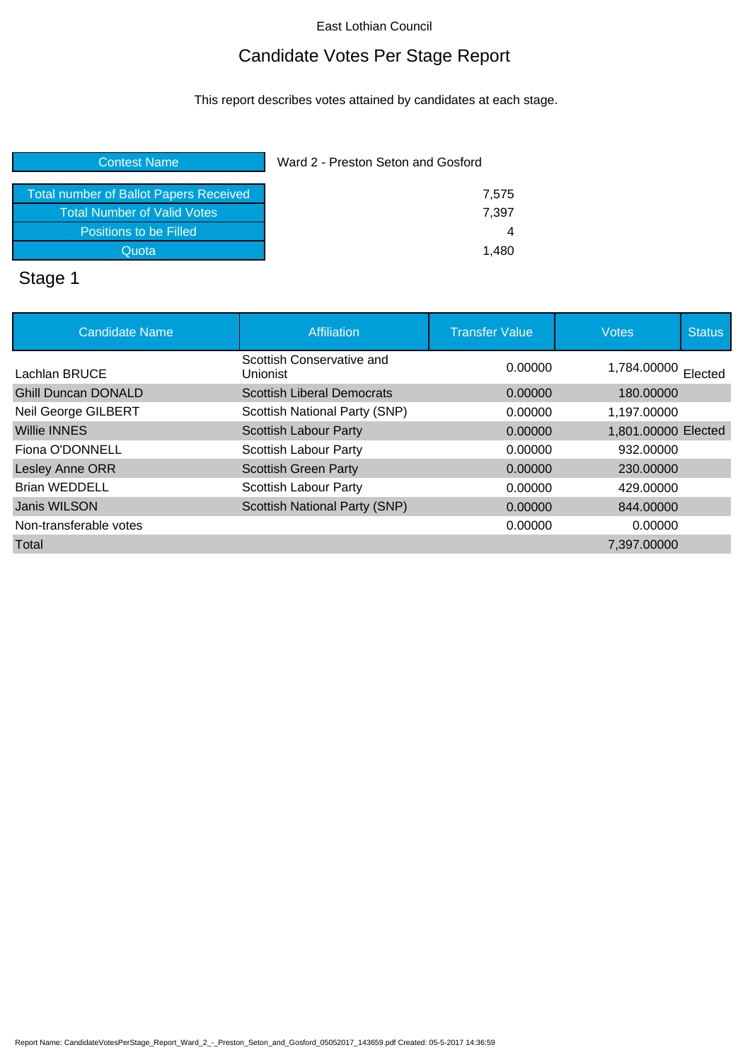East Lothian Council

# Candidate Votes Per Stage Report

This report describes votes attained by candidates at each stage.

| Contest Name | Ward 2 - Preston Seton and Gosford |
|---|---|
| Total number of Ballot Papers Received | 7,575 |
| Total Number of Valid Votes | 7,397 |
| Positions to be Filled | 4 |
| Quota | 1,480 |

## Stage 1

| Candidate Name | Affiliation | Transfer Value | Votes | Status |
|---|---|---|---|---|
| Lachlan BRUCE | Scottish Conservative and Unionist | 0.00000 | 1,784.00000 | Elected |
| Ghill Duncan DONALD | Scottish Liberal Democrats | 0.00000 | 180.00000 | |
| Neil George GILBERT | Scottish National Party (SNP) | 0.00000 | 1,197.00000 | |
| Willie INNES | Scottish Labour Party | 0.00000 | 1,801.00000 | Elected |
| Fiona O'DONNELL | Scottish Labour Party | 0.00000 | 932.00000 | |
| Lesley Anne ORR | Scottish Green Party | 0.00000 | 230.00000 | |
| Brian WEDDELL | Scottish Labour Party | 0.00000 | 429.00000 | |
| Janis WILSON | Scottish National Party (SNP) | 0.00000 | 844.00000 | |
| Non-transferable votes | | 0.00000 | 0.00000 | |
| Total | | | 7,397.00000 | |

Report Name: CandidateVotesPerStage_Report_Ward_2_-_Preston_Seton_and_Gosford_05052017_143659.pdf Created: 05-5-2017 14:36:59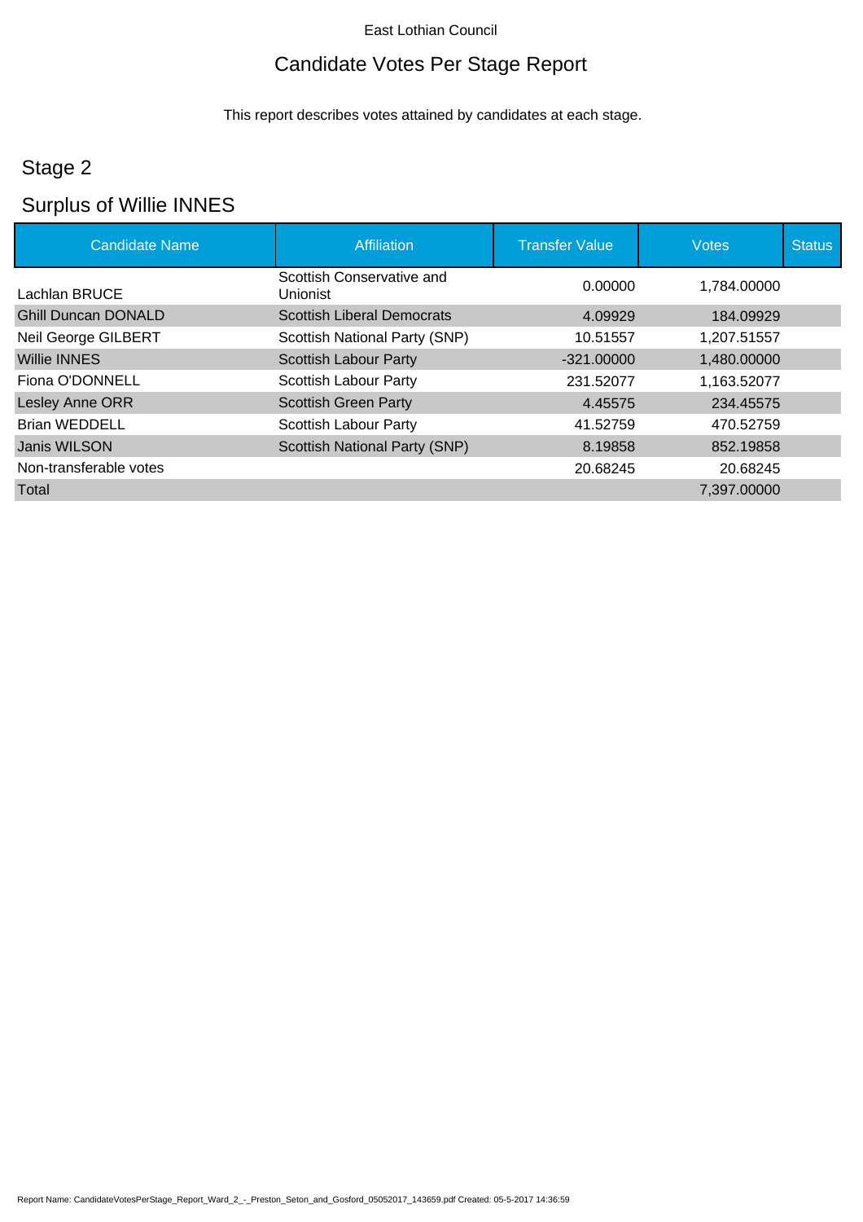East Lothian Council

# Candidate Votes Per Stage Report

This report describes votes attained by candidates at each stage.

## Stage 2

## Surplus of Willie INNES

| Candidate Name | Affiliation | Transfer Value | Votes | Status |
|---|---|---|---|---|
| Lachlan BRUCE | Scottish Conservative and Unionist | 0.00000 | 1,784.00000 | |
| Ghill Duncan DONALD | Scottish Liberal Democrats | 4.09929 | 184.09929 | |
| Neil George GILBERT | Scottish National Party (SNP) | 10.51557 | 1,207.51557 | |
| Willie INNES | Scottish Labour Party | -321.00000 | 1,480.00000 | |
| Fiona O'DONNELL | Scottish Labour Party | 231.52077 | 1,163.52077 | |
| Lesley Anne ORR | Scottish Green Party | 4.45575 | 234.45575 | |
| Brian WEDDELL | Scottish Labour Party | 41.52759 | 470.52759 | |
| Janis WILSON | Scottish National Party (SNP) | 8.19858 | 852.19858 | |
| Non-transferable votes | | 20.68245 | 20.68245 | |
| Total | | | 7,397.00000 | |

Report Name: CandidateVotesPerStage_Report_Ward_2_-_Preston_Seton_and_Gosford_05052017_143659.pdf Created: 05-5-2017 14:36:59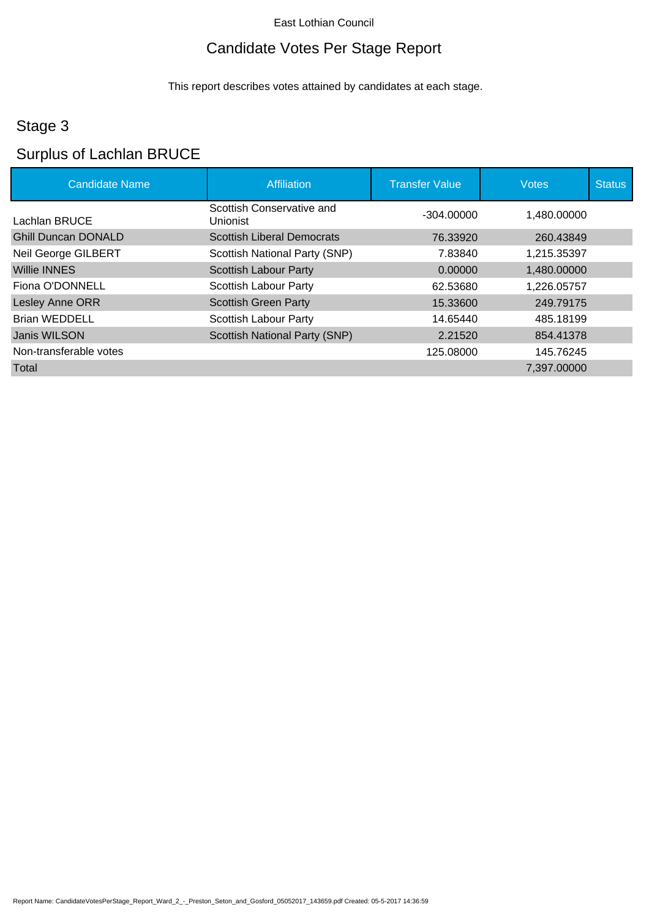East Lothian Council

# Candidate Votes Per Stage Report

This report describes votes attained by candidates at each stage.

## Stage 3

## Surplus of Lachlan BRUCE

| Candidate Name | Affiliation | Transfer Value | Votes | Status |
|---|---|---|---|---|
| Lachlan BRUCE | Scottish Conservative and Unionist | -304.00000 | 1,480.00000 | |
| Ghill Duncan DONALD | Scottish Liberal Democrats | 76.33920 | 260.43849 | |
| Neil George GILBERT | Scottish National Party (SNP) | 7.83840 | 1,215.35397 | |
| Willie INNES | Scottish Labour Party | 0.00000 | 1,480.00000 | |
| Fiona O'DONNELL | Scottish Labour Party | 62.53680 | 1,226.05757 | |
| Lesley Anne ORR | Scottish Green Party | 15.33600 | 249.79175 | |
| Brian WEDDELL | Scottish Labour Party | 14.65440 | 485.18199 | |
| Janis WILSON | Scottish National Party (SNP) | 2.21520 | 854.41378 | |
| Non-transferable votes | | 125.08000 | 145.76245 | |
| Total | | | 7,397.00000 | |

Report Name: CandidateVotesPerStage_Report_Ward_2_-_Preston_Seton_and_Gosford_05052017_143659.pdf Created: 05-5-2017 14:36:59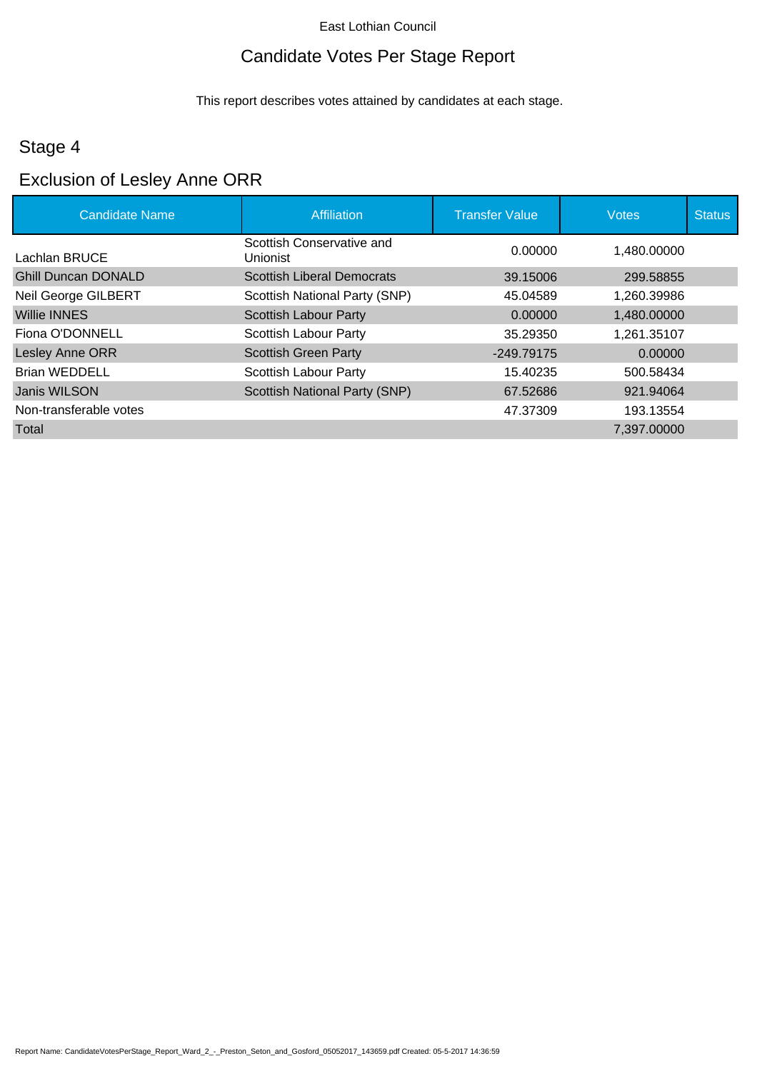East Lothian Council

# Candidate Votes Per Stage Report

This report describes votes attained by candidates at each stage.

## Stage 4

## Exclusion of Lesley Anne ORR

| Candidate Name | Affiliation | Transfer Value | Votes | Status |
|---|---|---|---|---|
| Lachlan BRUCE | Scottish Conservative and Unionist | 0.00000 | 1,480.00000 | |
| Ghill Duncan DONALD | Scottish Liberal Democrats | 39.15006 | 299.58855 | |
| Neil George GILBERT | Scottish National Party (SNP) | 45.04589 | 1,260.39986 | |
| Willie INNES | Scottish Labour Party | 0.00000 | 1,480.00000 | |
| Fiona O'DONNELL | Scottish Labour Party | 35.29350 | 1,261.35107 | |
| Lesley Anne ORR | Scottish Green Party | -249.79175 | 0.00000 | |
| Brian WEDDELL | Scottish Labour Party | 15.40235 | 500.58434 | |
| Janis WILSON | Scottish National Party (SNP) | 67.52686 | 921.94064 | |
| Non-transferable votes | | 47.37309 | 193.13554 | |
| Total | | | 7,397.00000 | |

Report Name: CandidateVotesPerStage_Report_Ward_2_-_Preston_Seton_and_Gosford_05052017_143659.pdf Created: 05-5-2017 14:36:59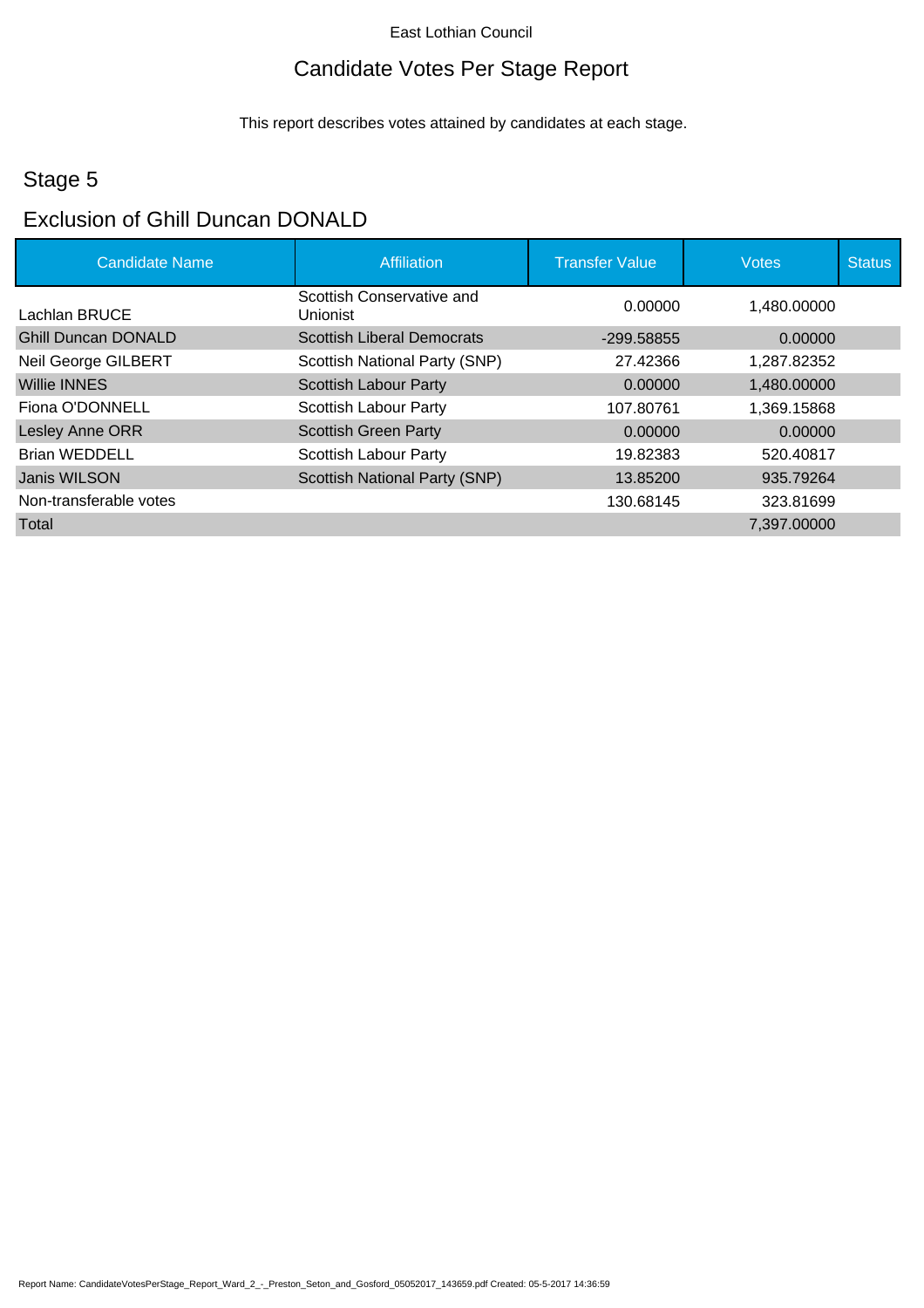East Lothian Council

# Candidate Votes Per Stage Report

This report describes votes attained by candidates at each stage.

## Stage 5

## Exclusion of Ghill Duncan DONALD

| Candidate Name | Affiliation | Transfer Value | Votes | Status |
|---|---|---|---|---|
| Lachlan BRUCE | Scottish Conservative and Unionist | 0.00000 | 1,480.00000 | |
| Ghill Duncan DONALD | Scottish Liberal Democrats | -299.58855 | 0.00000 | |
| Neil George GILBERT | Scottish National Party (SNP) | 27.42366 | 1,287.82352 | |
| Willie INNES | Scottish Labour Party | 0.00000 | 1,480.00000 | |
| Fiona O'DONNELL | Scottish Labour Party | 107.80761 | 1,369.15868 | |
| Lesley Anne ORR | Scottish Green Party | 0.00000 | 0.00000 | |
| Brian WEDDELL | Scottish Labour Party | 19.82383 | 520.40817 | |
| Janis WILSON | Scottish National Party (SNP) | 13.85200 | 935.79264 | |
| Non-transferable votes | | 130.68145 | 323.81699 | |
| Total | | | 7,397.00000 | |

Report Name: CandidateVotesPerStage_Report_Ward_2_-_Preston_Seton_and_Gosford_05052017_143659.pdf Created: 05-5-2017 14:36:59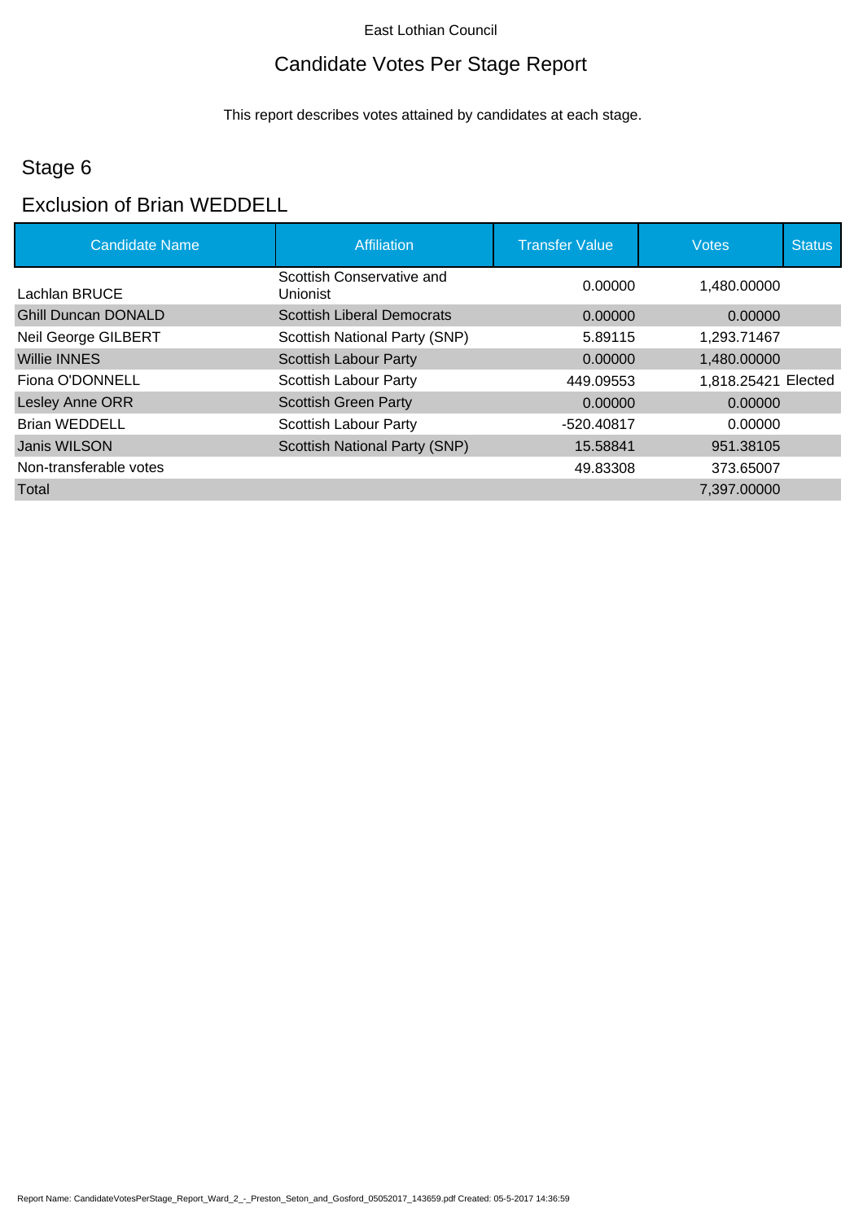East Lothian Council

# Candidate Votes Per Stage Report

This report describes votes attained by candidates at each stage.

## Stage 6

## Exclusion of Brian WEDDELL

| Candidate Name | Affiliation | Transfer Value | Votes | Status |
|---|---|---|---|---|
| Lachlan BRUCE | Scottish Conservative and Unionist | 0.00000 | 1,480.00000 | |
| Ghill Duncan DONALD | Scottish Liberal Democrats | 0.00000 | 0.00000 | |
| Neil George GILBERT | Scottish National Party (SNP) | 5.89115 | 1,293.71467 | |
| Willie INNES | Scottish Labour Party | 0.00000 | 1,480.00000 | |
| Fiona O'DONNELL | Scottish Labour Party | 449.09553 | 1,818.25421 | Elected |
| Lesley Anne ORR | Scottish Green Party | 0.00000 | 0.00000 | |
| Brian WEDDELL | Scottish Labour Party | -520.40817 | 0.00000 | |
| Janis WILSON | Scottish National Party (SNP) | 15.58841 | 951.38105 | |
| Non-transferable votes | | 49.83308 | 373.65007 | |
| Total | | | 7,397.00000 | |

Report Name: CandidateVotesPerStage_Report_Ward_2_-_Preston_Seton_and_Gosford_05052017_143659.pdf Created: 05-5-2017 14:36:59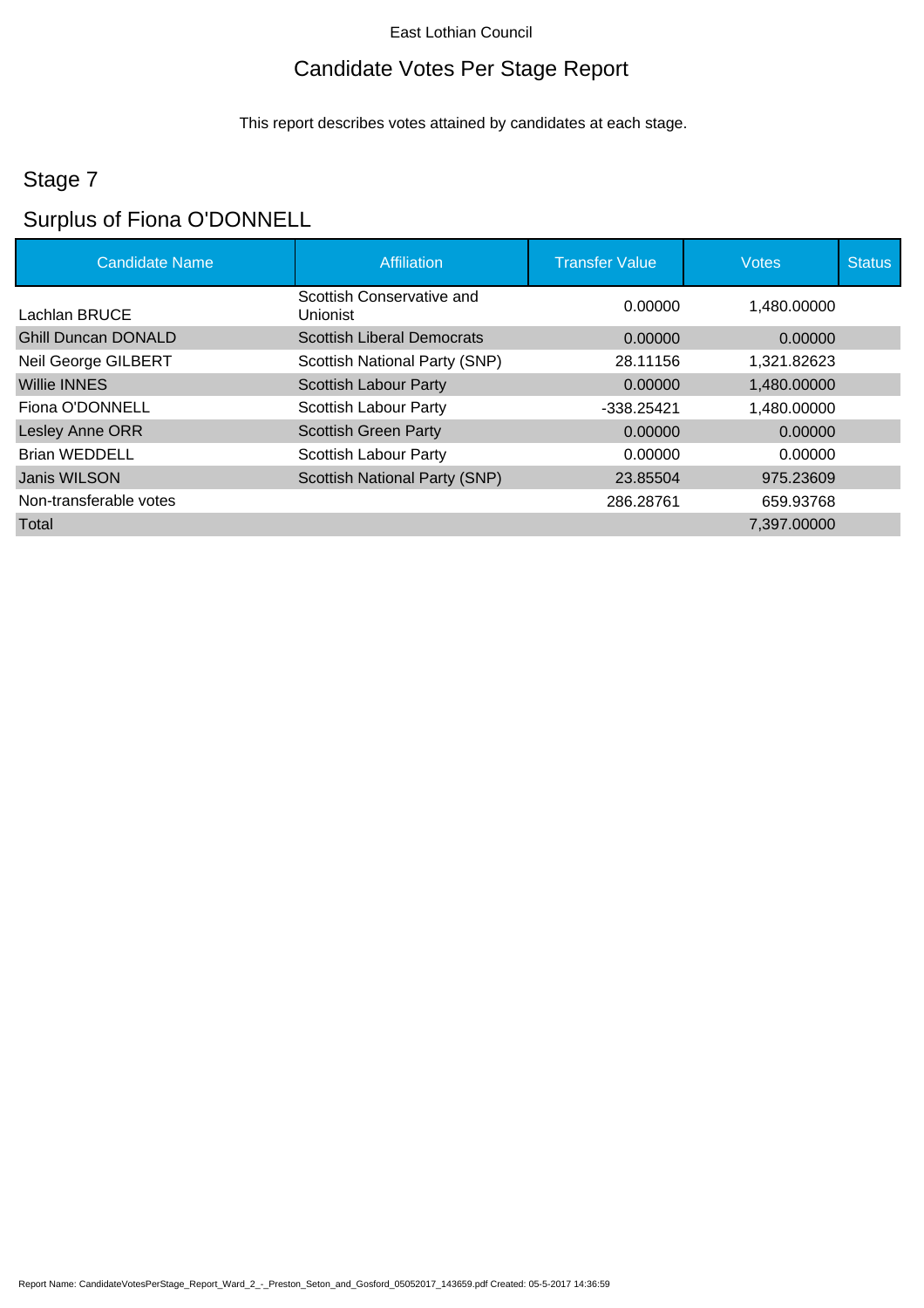East Lothian Council

# Candidate Votes Per Stage Report

This report describes votes attained by candidates at each stage.

## Stage 7

## Surplus of Fiona O'DONNELL

| Candidate Name | Affiliation | Transfer Value | Votes | Status |
|---|---|---|---|---|
| Lachlan BRUCE | Scottish Conservative and Unionist | 0.00000 | 1,480.00000 | |
| Ghill Duncan DONALD | Scottish Liberal Democrats | 0.00000 | 0.00000 | |
| Neil George GILBERT | Scottish National Party (SNP) | 28.11156 | 1,321.82623 | |
| Willie INNES | Scottish Labour Party | 0.00000 | 1,480.00000 | |
| Fiona O'DONNELL | Scottish Labour Party | -338.25421 | 1,480.00000 | |
| Lesley Anne ORR | Scottish Green Party | 0.00000 | 0.00000 | |
| Brian WEDDELL | Scottish Labour Party | 0.00000 | 0.00000 | |
| Janis WILSON | Scottish National Party (SNP) | 23.85504 | 975.23609 | |
| Non-transferable votes | | 286.28761 | 659.93768 | |
| Total | | | 7,397.00000 | |

Report Name: CandidateVotesPerStage_Report_Ward_2_-_Preston_Seton_and_Gosford_05052017_143659.pdf Created: 05-5-2017 14:36:59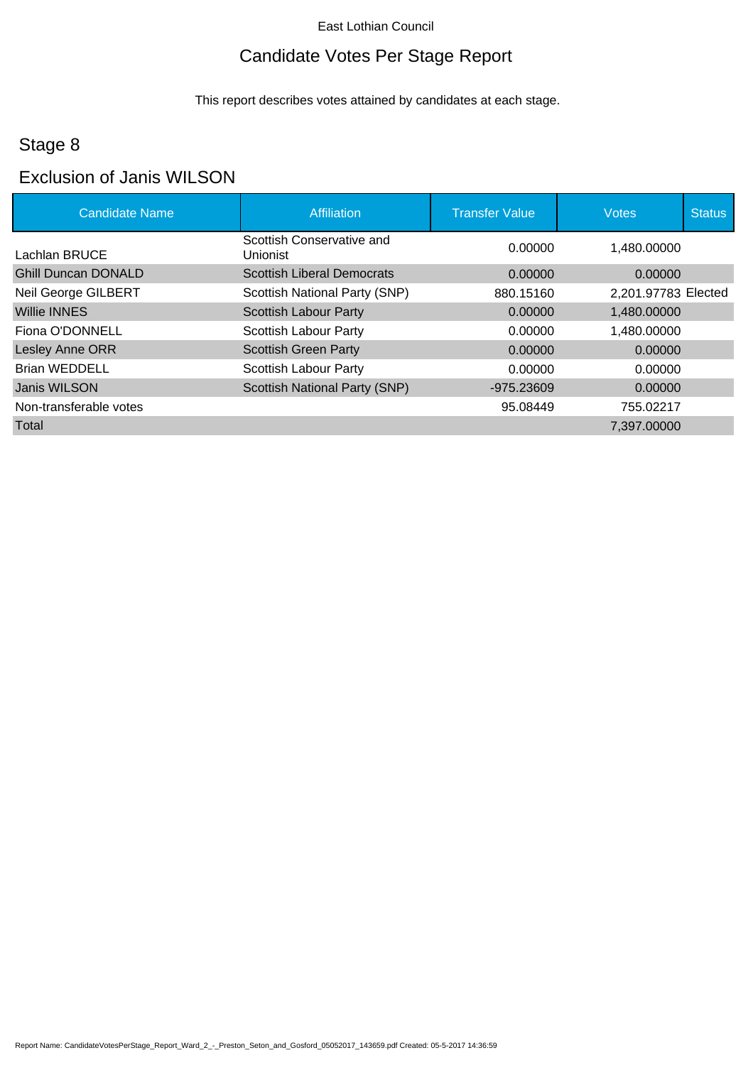East Lothian Council

# Candidate Votes Per Stage Report

This report describes votes attained by candidates at each stage.

## Stage 8

## Exclusion of Janis WILSON

| Candidate Name | Affiliation | Transfer Value | Votes | Status |
|---|---|---|---|---|
| Lachlan BRUCE | Scottish Conservative and Unionist | 0.00000 | 1,480.00000 | |
| Ghill Duncan DONALD | Scottish Liberal Democrats | 0.00000 | 0.00000 | |
| Neil George GILBERT | Scottish National Party (SNP) | 880.15160 | 2,201.97783 | Elected |
| Willie INNES | Scottish Labour Party | 0.00000 | 1,480.00000 | |
| Fiona O'DONNELL | Scottish Labour Party | 0.00000 | 1,480.00000 | |
| Lesley Anne ORR | Scottish Green Party | 0.00000 | 0.00000 | |
| Brian WEDDELL | Scottish Labour Party | 0.00000 | 0.00000 | |
| Janis WILSON | Scottish National Party (SNP) | -975.23609 | 0.00000 | |
| Non-transferable votes | | 95.08449 | 755.02217 | |
| Total | | | 7,397.00000 | |

Report Name: CandidateVotesPerStage_Report_Ward_2_-_Preston_Seton_and_Gosford_05052017_143659.pdf Created: 05-5-2017 14:36:59